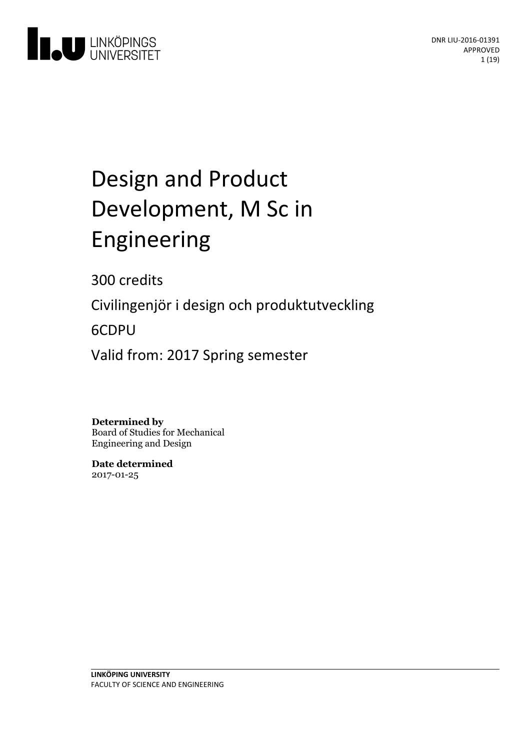DNR LIU-2016-01391
APPROVED

# Design and Product Development, M Sc in Engineering

300 credits

Civilingenjör i design och produktutveckling

6CDPU

Valid from: 2017 Spring semester

**Determined by**
Board of Studies for Mechanical Engineering and Design

**Date determined**
2017-01-25

**LINKÖPING UNIVERSITY**
FACULTY OF SCIENCE AND ENGINEERING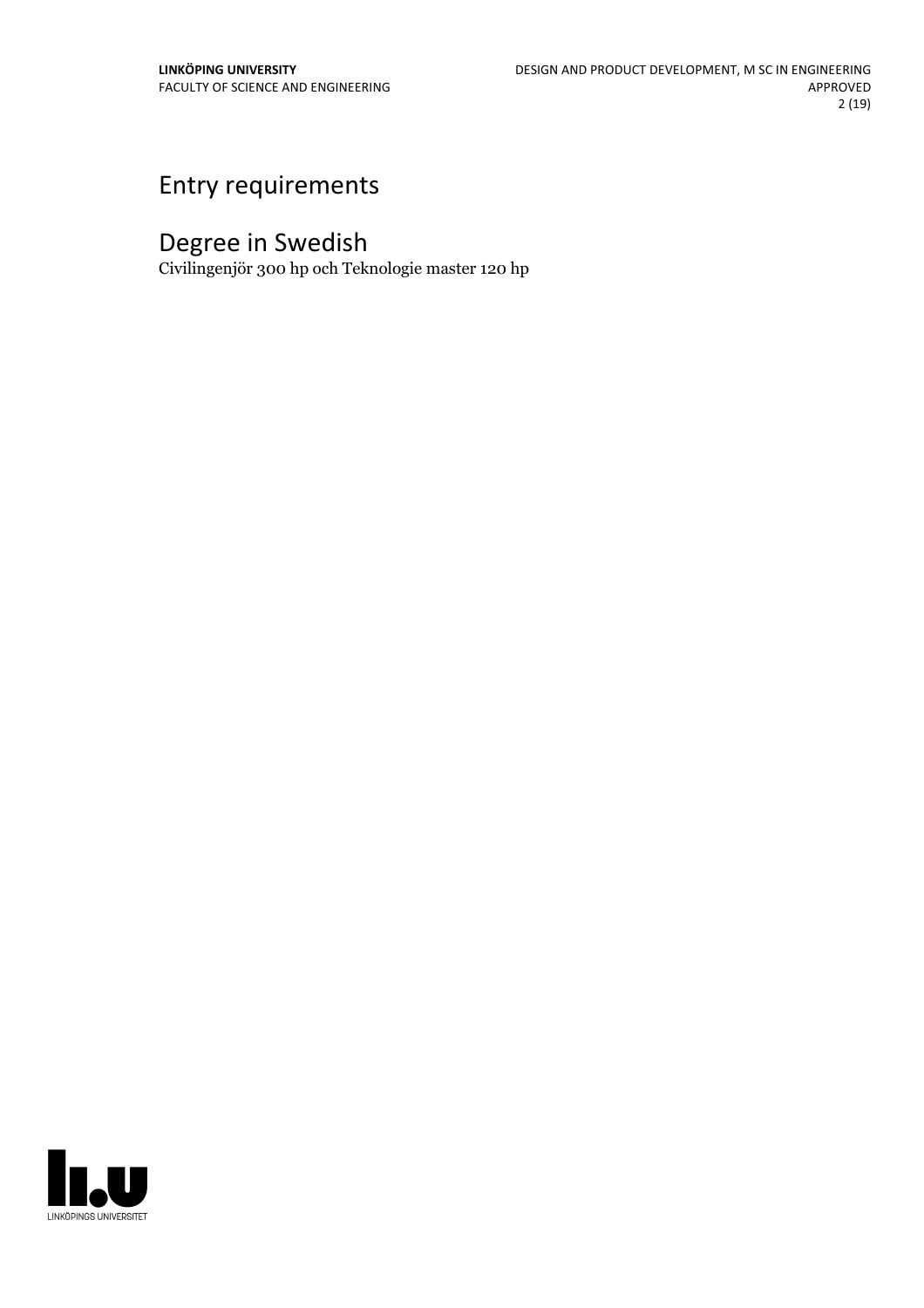# Entry requirements

# Degree in Swedish

Civilingenjör 300 hp och Teknologie master 120 hp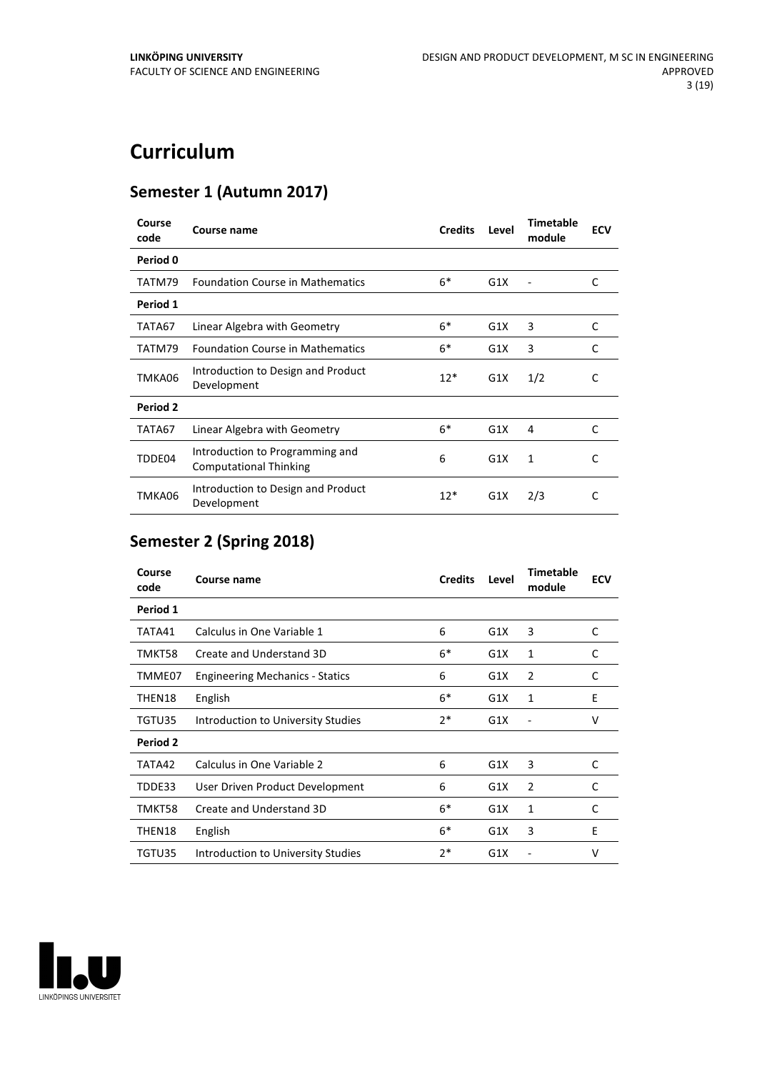# Curriculum

## Semester 1 (Autumn 2017)

| Course code | Course name | Credits | Level | Timetable module | ECV |
|---|---|---|---|---|---|
| **Period 0** | | | | | |
| TATM79 | Foundation Course in Mathematics | 6* | G1X | - | C |
| **Period 1** | | | | | |
| TATA67 | Linear Algebra with Geometry | 6* | G1X | 3 | C |
| TATM79 | Foundation Course in Mathematics | 6* | G1X | 3 | C |
| TMKA06 | Introduction to Design and Product Development | 12* | G1X | 1/2 | C |
| **Period 2** | | | | | |
| TATA67 | Linear Algebra with Geometry | 6* | G1X | 4 | C |
| TDDE04 | Introduction to Programming and Computational Thinking | 6 | G1X | 1 | C |
| TMKA06 | Introduction to Design and Product Development | 12* | G1X | 2/3 | C |

## Semester 2 (Spring 2018)

| Course code | Course name | Credits | Level | Timetable module | ECV |
|---|---|---|---|---|---|
| **Period 1** | | | | | |
| TATA41 | Calculus in One Variable 1 | 6 | G1X | 3 | C |
| TMKT58 | Create and Understand 3D | 6* | G1X | 1 | C |
| TMME07 | Engineering Mechanics - Statics | 6 | G1X | 2 | C |
| THEN18 | English | 6* | G1X | 1 | E |
| TGTU35 | Introduction to University Studies | 2* | G1X | - | V |
| **Period 2** | | | | | |
| TATA42 | Calculus in One Variable 2 | 6 | G1X | 3 | C |
| TDDE33 | User Driven Product Development | 6 | G1X | 2 | C |
| TMKT58 | Create and Understand 3D | 6* | G1X | 1 | C |
| THEN18 | English | 6* | G1X | 3 | E |
| TGTU35 | Introduction to University Studies | 2* | G1X | - | V |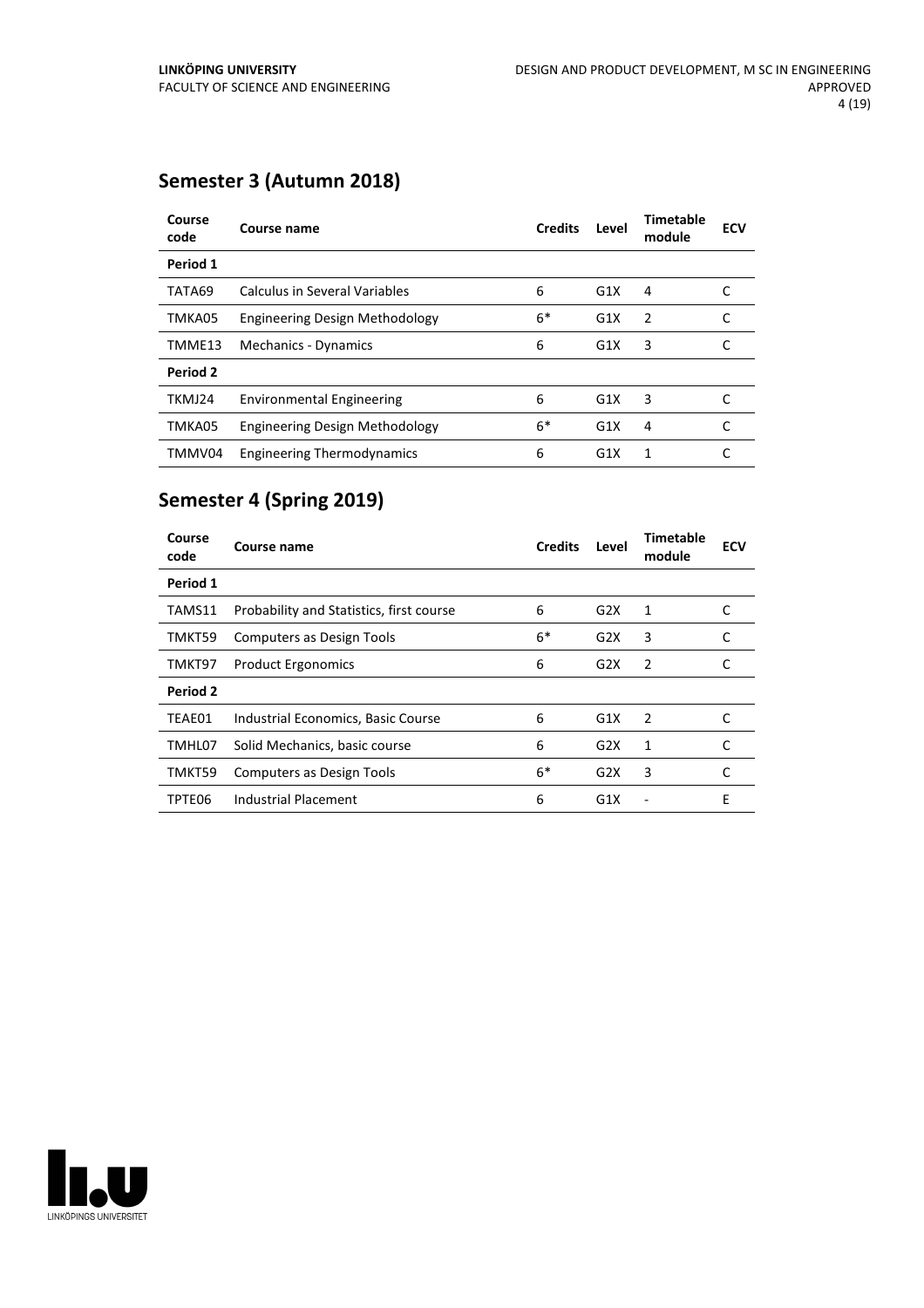## Semester 3 (Autumn 2018)

| Course code | Course name | Credits | Level | Timetable module | ECV |
|---|---|---|---|---|---|
| **Period 1** | | | | | |
| TATA69 | Calculus in Several Variables | 6 | G1X | 4 | C |
| TMKA05 | Engineering Design Methodology | 6* | G1X | 2 | C |
| TMME13 | Mechanics - Dynamics | 6 | G1X | 3 | C |
| **Period 2** | | | | | |
| TKMJ24 | Environmental Engineering | 6 | G1X | 3 | C |
| TMKA05 | Engineering Design Methodology | 6* | G1X | 4 | C |
| TMMV04 | Engineering Thermodynamics | 6 | G1X | 1 | C |

## Semester 4 (Spring 2019)

| Course code | Course name | Credits | Level | Timetable module | ECV |
|---|---|---|---|---|---|
| **Period 1** | | | | | |
| TAMS11 | Probability and Statistics, first course | 6 | G2X | 1 | C |
| TMKT59 | Computers as Design Tools | 6* | G2X | 3 | C |
| TMKT97 | Product Ergonomics | 6 | G2X | 2 | C |
| **Period 2** | | | | | |
| TEAE01 | Industrial Economics, Basic Course | 6 | G1X | 2 | C |
| TMHL07 | Solid Mechanics, basic course | 6 | G2X | 1 | C |
| TMKT59 | Computers as Design Tools | 6* | G2X | 3 | C |
| TPTE06 | Industrial Placement | 6 | G1X | - | E |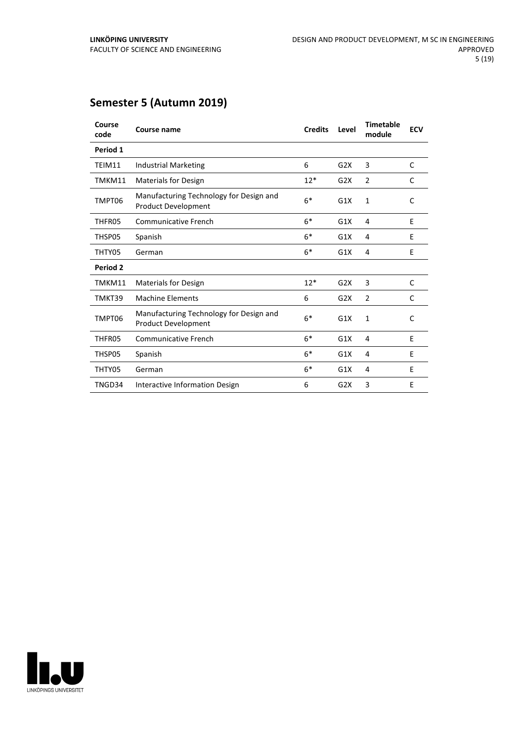## Semester 5 (Autumn 2019)

| Course code | Course name | Credits | Level | Timetable module | ECV |
|---|---|---|---|---|---|
| **Period 1** | | | | | |
| TEIM11 | Industrial Marketing | 6 | G2X | 3 | C |
| TMKM11 | Materials for Design | 12* | G2X | 2 | C |
| TMPT06 | Manufacturing Technology for Design and Product Development | 6* | G1X | 1 | C |
| THFR05 | Communicative French | 6* | G1X | 4 | E |
| THSP05 | Spanish | 6* | G1X | 4 | E |
| THTY05 | German | 6* | G1X | 4 | E |
| **Period 2** | | | | | |
| TMKM11 | Materials for Design | 12* | G2X | 3 | C |
| TMKT39 | Machine Elements | 6 | G2X | 2 | C |
| TMPT06 | Manufacturing Technology for Design and Product Development | 6* | G1X | 1 | C |
| THFR05 | Communicative French | 6* | G1X | 4 | E |
| THSP05 | Spanish | 6* | G1X | 4 | E |
| THTY05 | German | 6* | G1X | 4 | E |
| TNGD34 | Interactive Information Design | 6 | G2X | 3 | E |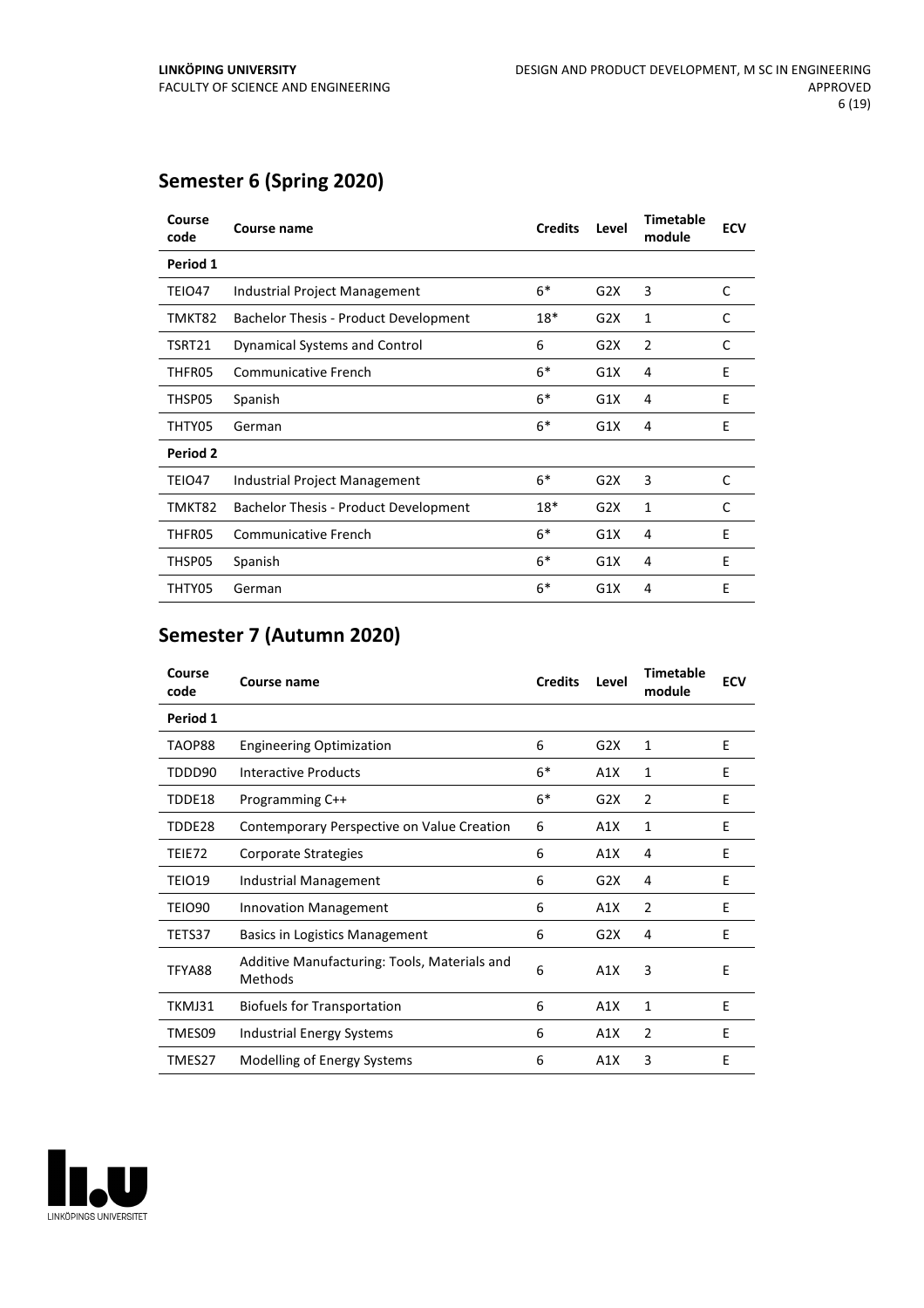## Semester 6 (Spring 2020)

| Course code | Course name | Credits | Level | Timetable module | ECV |
|---|---|---|---|---|---|
| **Period 1** | | | | | |
| TEIO47 | Industrial Project Management | 6* | G2X | 3 | C |
| TMKT82 | Bachelor Thesis - Product Development | 18* | G2X | 1 | C |
| TSRT21 | Dynamical Systems and Control | 6 | G2X | 2 | C |
| THFR05 | Communicative French | 6* | G1X | 4 | E |
| THSP05 | Spanish | 6* | G1X | 4 | E |
| THTY05 | German | 6* | G1X | 4 | E |
| **Period 2** | | | | | |
| TEIO47 | Industrial Project Management | 6* | G2X | 3 | C |
| TMKT82 | Bachelor Thesis - Product Development | 18* | G2X | 1 | C |
| THFR05 | Communicative French | 6* | G1X | 4 | E |
| THSP05 | Spanish | 6* | G1X | 4 | E |
| THTY05 | German | 6* | G1X | 4 | E |

## Semester 7 (Autumn 2020)

| Course code | Course name | Credits | Level | Timetable module | ECV |
|---|---|---|---|---|---|
| **Period 1** | | | | | |
| TAOP88 | Engineering Optimization | 6 | G2X | 1 | E |
| TDDD90 | Interactive Products | 6* | A1X | 1 | E |
| TDDE18 | Programming C++ | 6* | G2X | 2 | E |
| TDDE28 | Contemporary Perspective on Value Creation | 6 | A1X | 1 | E |
| TEIE72 | Corporate Strategies | 6 | A1X | 4 | E |
| TEIO19 | Industrial Management | 6 | G2X | 4 | E |
| TEIO90 | Innovation Management | 6 | A1X | 2 | E |
| TETS37 | Basics in Logistics Management | 6 | G2X | 4 | E |
| TFYA88 | Additive Manufacturing: Tools, Materials and Methods | 6 | A1X | 3 | E |
| TKMJ31 | Biofuels for Transportation | 6 | A1X | 1 | E |
| TMES09 | Industrial Energy Systems | 6 | A1X | 2 | E |
| TMES27 | Modelling of Energy Systems | 6 | A1X | 3 | E |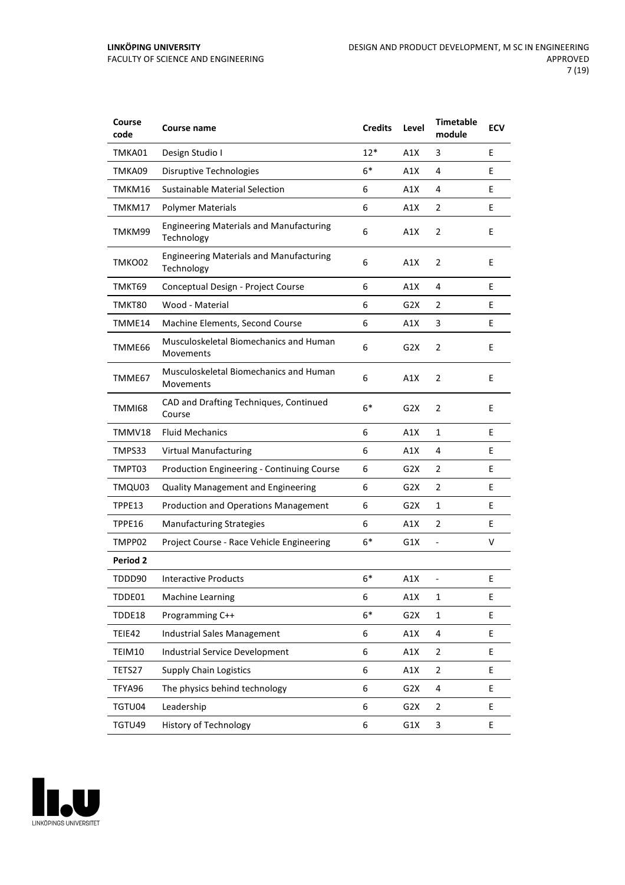| Course code | Course name | Credits | Level | Timetable module | ECV |
|---|---|---|---|---|---|
| TMKA01 | Design Studio I | 12* | A1X | 3 | E |
| TMKA09 | Disruptive Technologies | 6* | A1X | 4 | E |
| TMKM16 | Sustainable Material Selection | 6 | A1X | 4 | E |
| TMKM17 | Polymer Materials | 6 | A1X | 2 | E |
| TMKM99 | Engineering Materials and Manufacturing Technology | 6 | A1X | 2 | E |
| TMKO02 | Engineering Materials and Manufacturing Technology | 6 | A1X | 2 | E |
| TMKT69 | Conceptual Design - Project Course | 6 | A1X | 4 | E |
| TMKT80 | Wood - Material | 6 | G2X | 2 | E |
| TMME14 | Machine Elements, Second Course | 6 | A1X | 3 | E |
| TMME66 | Musculoskeletal Biomechanics and Human Movements | 6 | G2X | 2 | E |
| TMME67 | Musculoskeletal Biomechanics and Human Movements | 6 | A1X | 2 | E |
| TMMI68 | CAD and Drafting Techniques, Continued Course | 6* | G2X | 2 | E |
| TMMV18 | Fluid Mechanics | 6 | A1X | 1 | E |
| TMPS33 | Virtual Manufacturing | 6 | A1X | 4 | E |
| TMPT03 | Production Engineering - Continuing Course | 6 | G2X | 2 | E |
| TMQU03 | Quality Management and Engineering | 6 | G2X | 2 | E |
| TPPE13 | Production and Operations Management | 6 | G2X | 1 | E |
| TPPE16 | Manufacturing Strategies | 6 | A1X | 2 | E |
| TMPP02 | Project Course - Race Vehicle Engineering | 6* | G1X | - | V |
| **Period 2** | | | | | |
| TDDD90 | Interactive Products | 6* | A1X | - | E |
| TDDE01 | Machine Learning | 6 | A1X | 1 | E |
| TDDE18 | Programming C++ | 6* | G2X | 1 | E |
| TEIE42 | Industrial Sales Management | 6 | A1X | 4 | E |
| TEIM10 | Industrial Service Development | 6 | A1X | 2 | E |
| TETS27 | Supply Chain Logistics | 6 | A1X | 2 | E |
| TFYA96 | The physics behind technology | 6 | G2X | 4 | E |
| TGTU04 | Leadership | 6 | G2X | 2 | E |
| TGTU49 | History of Technology | 6 | G1X | 3 | E |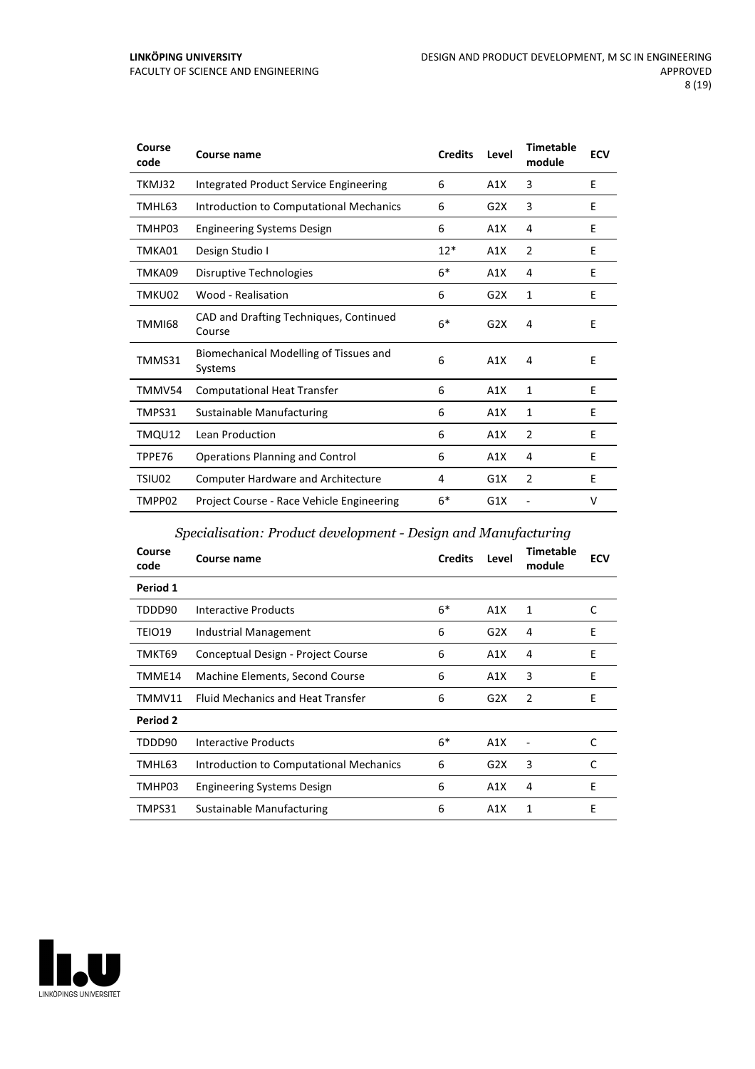| Course code | Course name | Credits | Level | Timetable module | ECV |
|---|---|---|---|---|---|
| TKMJ32 | Integrated Product Service Engineering | 6 | A1X | 3 | E |
| TMHL63 | Introduction to Computational Mechanics | 6 | G2X | 3 | E |
| TMHP03 | Engineering Systems Design | 6 | A1X | 4 | E |
| TMKA01 | Design Studio I | 12* | A1X | 2 | E |
| TMKA09 | Disruptive Technologies | 6* | A1X | 4 | E |
| TMKU02 | Wood - Realisation | 6 | G2X | 1 | E |
| TMMI68 | CAD and Drafting Techniques, Continued Course | 6* | G2X | 4 | E |
| TMMS31 | Biomechanical Modelling of Tissues and Systems | 6 | A1X | 4 | E |
| TMMV54 | Computational Heat Transfer | 6 | A1X | 1 | E |
| TMPS31 | Sustainable Manufacturing | 6 | A1X | 1 | E |
| TMQU12 | Lean Production | 6 | A1X | 2 | E |
| TPPE76 | Operations Planning and Control | 6 | A1X | 4 | E |
| TSIU02 | Computer Hardware and Architecture | 4 | G1X | 2 | E |
| TMPP02 | Project Course - Race Vehicle Engineering | 6* | G1X | - | V |

### *Specialisation: Product development - Design and Manufacturing*

| Course code | Course name | Credits | Level | Timetable module | ECV |
|---|---|---|---|---|---|
| **Period 1** | | | | | |
| TDDD90 | Interactive Products | 6* | A1X | 1 | C |
| TEIO19 | Industrial Management | 6 | G2X | 4 | E |
| TMKT69 | Conceptual Design - Project Course | 6 | A1X | 4 | E |
| TMME14 | Machine Elements, Second Course | 6 | A1X | 3 | E |
| TMMV11 | Fluid Mechanics and Heat Transfer | 6 | G2X | 2 | E |
| **Period 2** | | | | | |
| TDDD90 | Interactive Products | 6* | A1X | - | C |
| TMHL63 | Introduction to Computational Mechanics | 6 | G2X | 3 | C |
| TMHP03 | Engineering Systems Design | 6 | A1X | 4 | E |
| TMPS31 | Sustainable Manufacturing | 6 | A1X | 1 | E |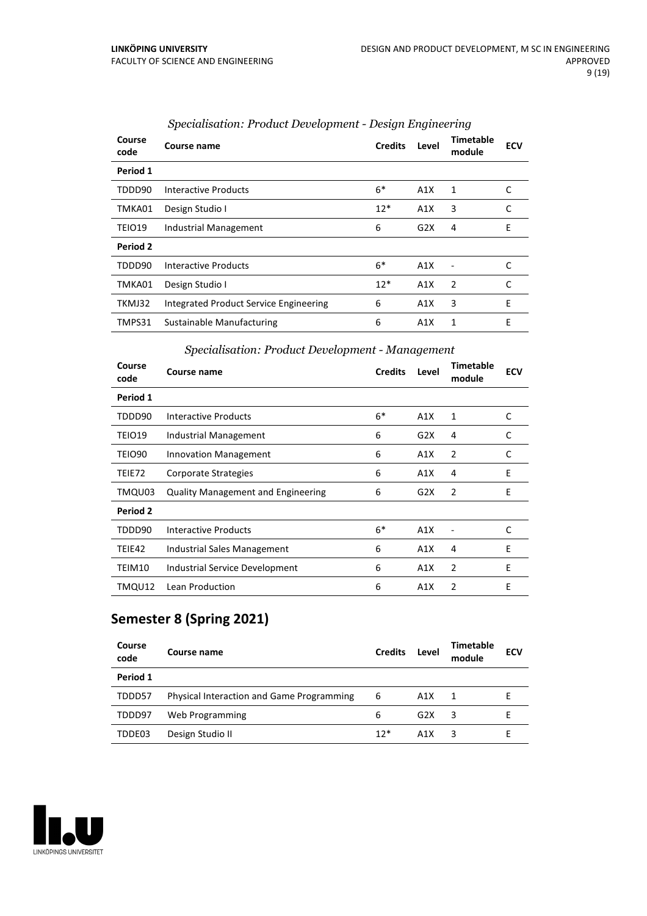*Specialisation: Product Development - Design Engineering*

| Course code | Course name | Credits | Level | Timetable module | ECV |
|---|---|---|---|---|---|
| **Period 1** | | | | | |
| TDDD90 | Interactive Products | 6* | A1X | 1 | C |
| TMKA01 | Design Studio I | 12* | A1X | 3 | C |
| TEIO19 | Industrial Management | 6 | G2X | 4 | E |
| **Period 2** | | | | | |
| TDDD90 | Interactive Products | 6* | A1X | - | C |
| TMKA01 | Design Studio I | 12* | A1X | 2 | C |
| TKMJ32 | Integrated Product Service Engineering | 6 | A1X | 3 | E |
| TMPS31 | Sustainable Manufacturing | 6 | A1X | 1 | E |

*Specialisation: Product Development - Management*

| Course code | Course name | Credits | Level | Timetable module | ECV |
|---|---|---|---|---|---|
| **Period 1** | | | | | |
| TDDD90 | Interactive Products | 6* | A1X | 1 | C |
| TEIO19 | Industrial Management | 6 | G2X | 4 | C |
| TEIO90 | Innovation Management | 6 | A1X | 2 | C |
| TEIE72 | Corporate Strategies | 6 | A1X | 4 | E |
| TMQU03 | Quality Management and Engineering | 6 | G2X | 2 | E |
| **Period 2** | | | | | |
| TDDD90 | Interactive Products | 6* | A1X | - | C |
| TEIE42 | Industrial Sales Management | 6 | A1X | 4 | E |
| TEIM10 | Industrial Service Development | 6 | A1X | 2 | E |
| TMQU12 | Lean Production | 6 | A1X | 2 | E |

## Semester 8 (Spring 2021)

| Course code | Course name | Credits | Level | Timetable module | ECV |
|---|---|---|---|---|---|
| **Period 1** | | | | | |
| TDDD57 | Physical Interaction and Game Programming | 6 | A1X | 1 | E |
| TDDD97 | Web Programming | 6 | G2X | 3 | E |
| TDDE03 | Design Studio II | 12* | A1X | 3 | E |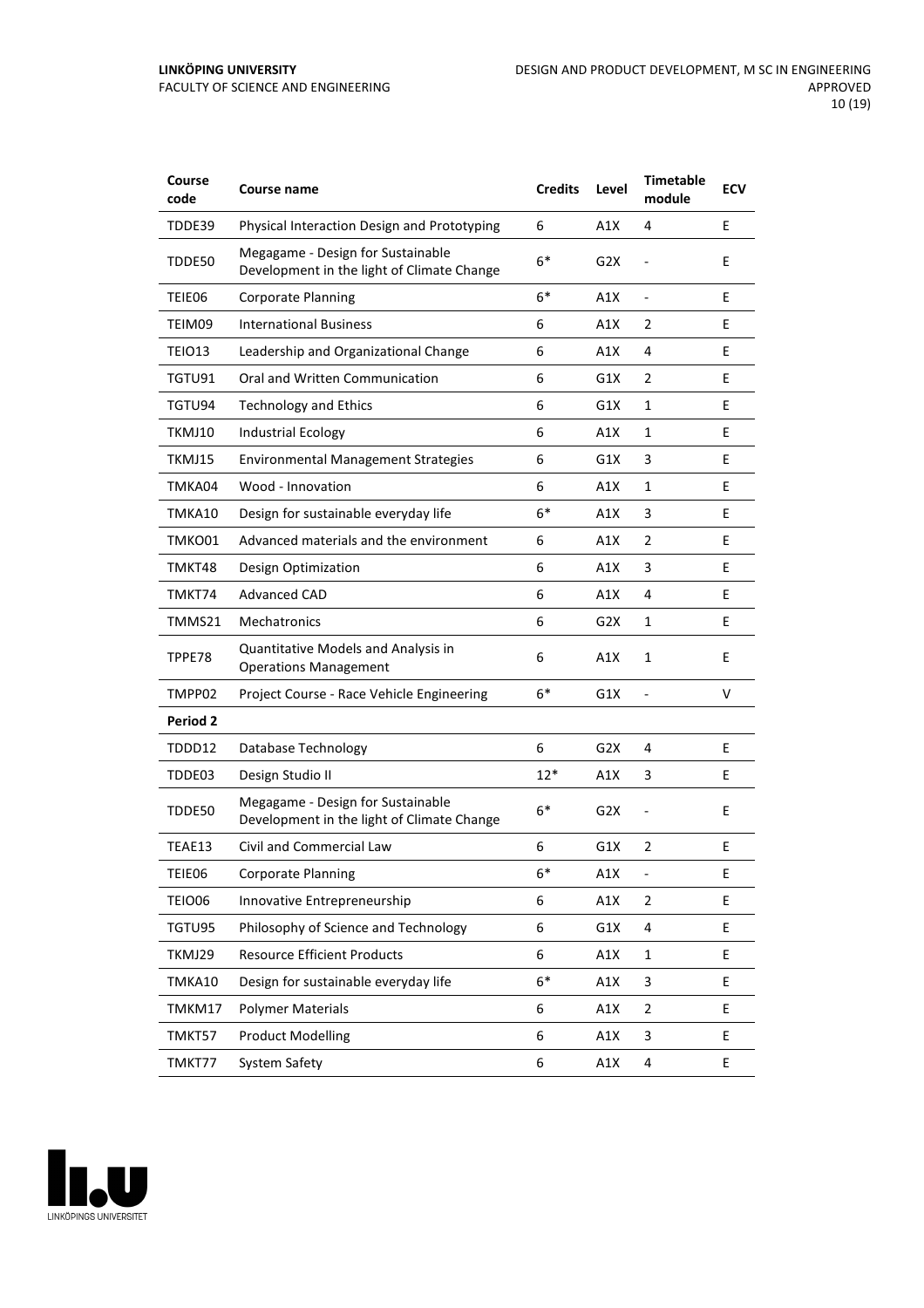| Course code | Course name | Credits | Level | Timetable module | ECV |
|---|---|---|---|---|---|
| TDDE39 | Physical Interaction Design and Prototyping | 6 | A1X | 4 | E |
| TDDE50 | Megagame - Design for Sustainable Development in the light of Climate Change | 6* | G2X | - | E |
| TEIE06 | Corporate Planning | 6* | A1X | - | E |
| TEIM09 | International Business | 6 | A1X | 2 | E |
| TEIO13 | Leadership and Organizational Change | 6 | A1X | 4 | E |
| TGTU91 | Oral and Written Communication | 6 | G1X | 2 | E |
| TGTU94 | Technology and Ethics | 6 | G1X | 1 | E |
| TKMJ10 | Industrial Ecology | 6 | A1X | 1 | E |
| TKMJ15 | Environmental Management Strategies | 6 | G1X | 3 | E |
| TMKA04 | Wood - Innovation | 6 | A1X | 1 | E |
| TMKA10 | Design for sustainable everyday life | 6* | A1X | 3 | E |
| TMKO01 | Advanced materials and the environment | 6 | A1X | 2 | E |
| TMKT48 | Design Optimization | 6 | A1X | 3 | E |
| TMKT74 | Advanced CAD | 6 | A1X | 4 | E |
| TMMS21 | Mechatronics | 6 | G2X | 1 | E |
| TPPE78 | Quantitative Models and Analysis in Operations Management | 6 | A1X | 1 | E |
| TMPP02 | Project Course - Race Vehicle Engineering | 6* | G1X | - | V |
| **Period 2** | | | | | |
| TDDD12 | Database Technology | 6 | G2X | 4 | E |
| TDDE03 | Design Studio II | 12* | A1X | 3 | E |
| TDDE50 | Megagame - Design for Sustainable Development in the light of Climate Change | 6* | G2X | - | E |
| TEAE13 | Civil and Commercial Law | 6 | G1X | 2 | E |
| TEIE06 | Corporate Planning | 6* | A1X | - | E |
| TEIO06 | Innovative Entrepreneurship | 6 | A1X | 2 | E |
| TGTU95 | Philosophy of Science and Technology | 6 | G1X | 4 | E |
| TKMJ29 | Resource Efficient Products | 6 | A1X | 1 | E |
| TMKA10 | Design for sustainable everyday life | 6* | A1X | 3 | E |
| TMKM17 | Polymer Materials | 6 | A1X | 2 | E |
| TMKT57 | Product Modelling | 6 | A1X | 3 | E |
| TMKT77 | System Safety | 6 | A1X | 4 | E |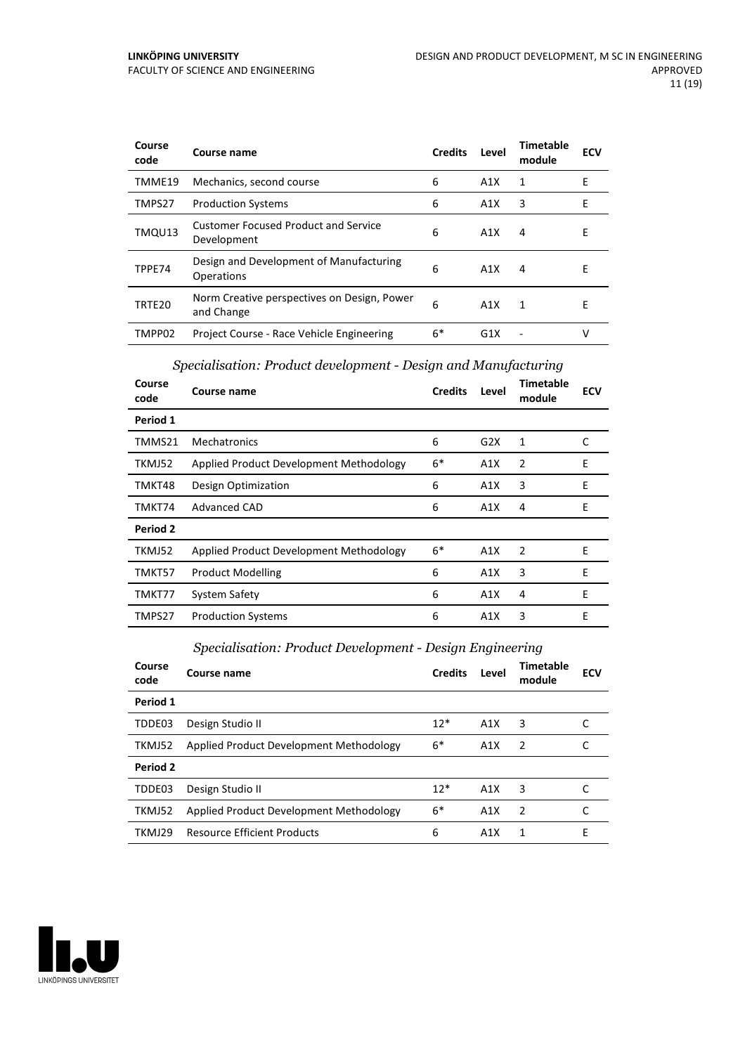| Course code | Course name | Credits | Level | Timetable module | ECV |
|---|---|---|---|---|---|
| TMME19 | Mechanics, second course | 6 | A1X | 1 | E |
| TMPS27 | Production Systems | 6 | A1X | 3 | E |
| TMQU13 | Customer Focused Product and Service Development | 6 | A1X | 4 | E |
| TPPE74 | Design and Development of Manufacturing Operations | 6 | A1X | 4 | E |
| TRTE20 | Norm Creative perspectives on Design, Power and Change | 6 | A1X | 1 | E |
| TMPP02 | Project Course - Race Vehicle Engineering | 6* | G1X | - | V |

### *Specialisation: Product development - Design and Manufacturing*

| Course code | Course name | Credits | Level | Timetable module | ECV |
|---|---|---|---|---|---|
| **Period 1** | | | | | |
| TMMS21 | Mechatronics | 6 | G2X | 1 | C |
| TKMJ52 | Applied Product Development Methodology | 6* | A1X | 2 | E |
| TMKT48 | Design Optimization | 6 | A1X | 3 | E |
| TMKT74 | Advanced CAD | 6 | A1X | 4 | E |
| **Period 2** | | | | | |
| TKMJ52 | Applied Product Development Methodology | 6* | A1X | 2 | E |
| TMKT57 | Product Modelling | 6 | A1X | 3 | E |
| TMKT77 | System Safety | 6 | A1X | 4 | E |
| TMPS27 | Production Systems | 6 | A1X | 3 | E |

### *Specialisation: Product Development - Design Engineering*

| Course code | Course name | Credits | Level | Timetable module | ECV |
|---|---|---|---|---|---|
| **Period 1** | | | | | |
| TDDE03 | Design Studio II | 12* | A1X | 3 | C |
| TKMJ52 | Applied Product Development Methodology | 6* | A1X | 2 | C |
| **Period 2** | | | | | |
| TDDE03 | Design Studio II | 12* | A1X | 3 | C |
| TKMJ52 | Applied Product Development Methodology | 6* | A1X | 2 | C |
| TKMJ29 | Resource Efficient Products | 6 | A1X | 1 | E |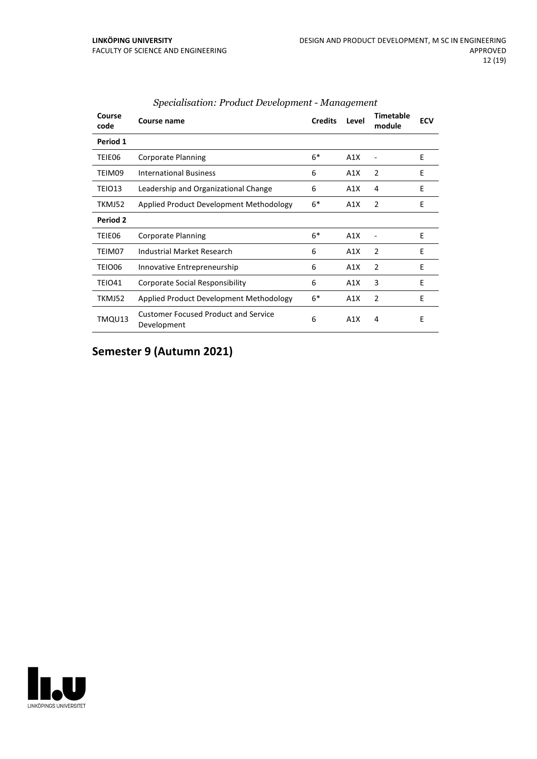*Specialisation: Product Development - Management*

| Course code | Course name | Credits | Level | Timetable module | ECV |
|---|---|---|---|---|---|
| **Period 1** | | | | | |
| TEIE06 | Corporate Planning | 6* | A1X | - | E |
| TEIM09 | International Business | 6 | A1X | 2 | E |
| TEIO13 | Leadership and Organizational Change | 6 | A1X | 4 | E |
| TKMJ52 | Applied Product Development Methodology | 6* | A1X | 2 | E |
| **Period 2** | | | | | |
| TEIE06 | Corporate Planning | 6* | A1X | - | E |
| TEIM07 | Industrial Market Research | 6 | A1X | 2 | E |
| TEIO06 | Innovative Entrepreneurship | 6 | A1X | 2 | E |
| TEIO41 | Corporate Social Responsibility | 6 | A1X | 3 | E |
| TKMJ52 | Applied Product Development Methodology | 6* | A1X | 2 | E |
| TMQU13 | Customer Focused Product and Service Development | 6 | A1X | 4 | E |

## Semester 9 (Autumn 2021)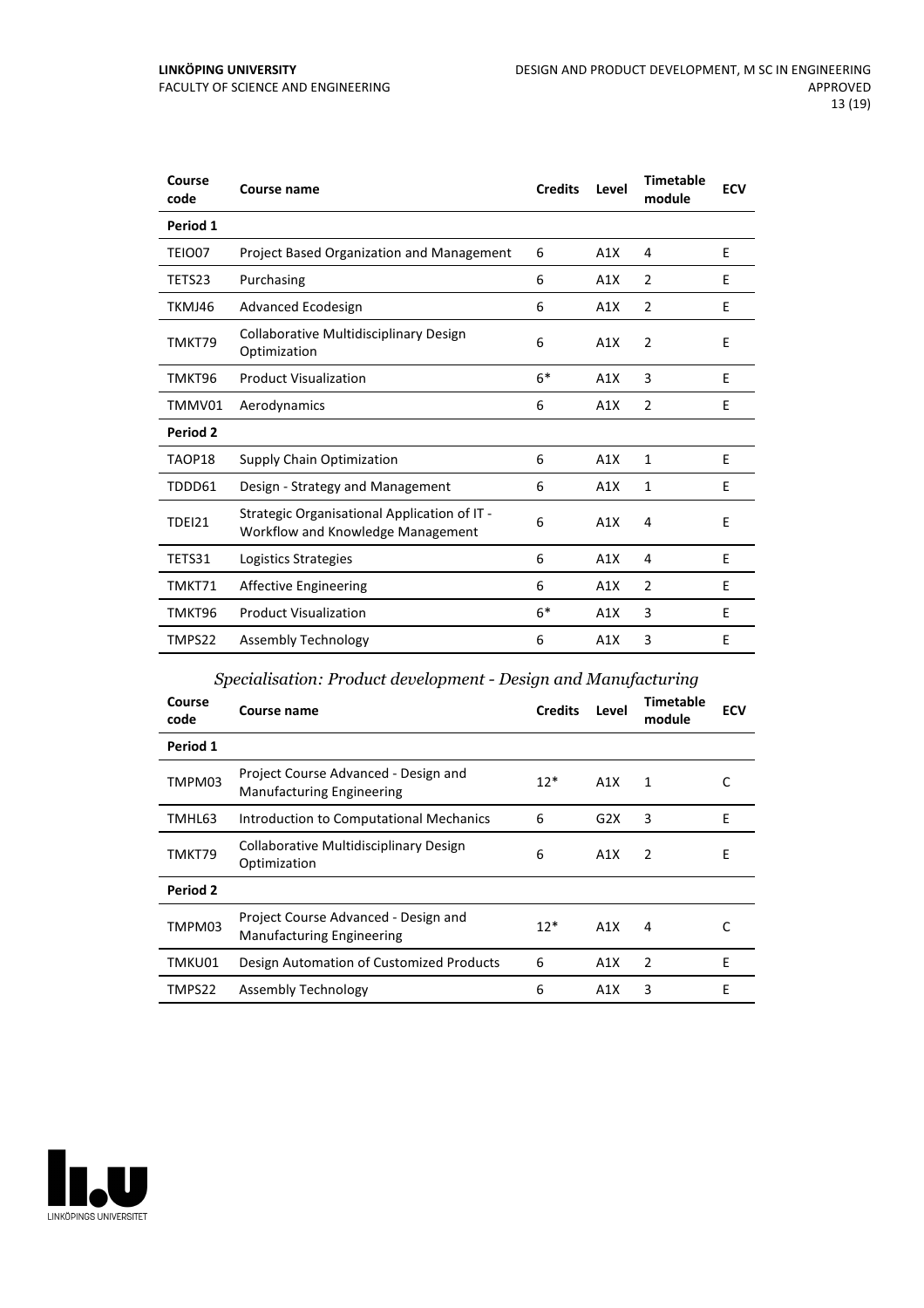| Course code | Course name | Credits | Level | Timetable module | ECV |
|---|---|---|---|---|---|
| **Period 1** | | | | | |
| TEIO07 | Project Based Organization and Management | 6 | A1X | 4 | E |
| TETS23 | Purchasing | 6 | A1X | 2 | E |
| TKMJ46 | Advanced Ecodesign | 6 | A1X | 2 | E |
| TMKT79 | Collaborative Multidisciplinary Design Optimization | 6 | A1X | 2 | E |
| TMKT96 | Product Visualization | 6* | A1X | 3 | E |
| TMMV01 | Aerodynamics | 6 | A1X | 2 | E |
| **Period 2** | | | | | |
| TAOP18 | Supply Chain Optimization | 6 | A1X | 1 | E |
| TDDD61 | Design - Strategy and Management | 6 | A1X | 1 | E |
| TDEI21 | Strategic Organisational Application of IT - Workflow and Knowledge Management | 6 | A1X | 4 | E |
| TETS31 | Logistics Strategies | 6 | A1X | 4 | E |
| TMKT71 | Affective Engineering | 6 | A1X | 2 | E |
| TMKT96 | Product Visualization | 6* | A1X | 3 | E |
| TMPS22 | Assembly Technology | 6 | A1X | 3 | E |

### *Specialisation: Product development - Design and Manufacturing*

| Course code | Course name | Credits | Level | Timetable module | ECV |
|---|---|---|---|---|---|
| **Period 1** | | | | | |
| TMPM03 | Project Course Advanced - Design and Manufacturing Engineering | 12* | A1X | 1 | C |
| TMHL63 | Introduction to Computational Mechanics | 6 | G2X | 3 | E |
| TMKT79 | Collaborative Multidisciplinary Design Optimization | 6 | A1X | 2 | E |
| **Period 2** | | | | | |
| TMPM03 | Project Course Advanced - Design and Manufacturing Engineering | 12* | A1X | 4 | C |
| TMKU01 | Design Automation of Customized Products | 6 | A1X | 2 | E |
| TMPS22 | Assembly Technology | 6 | A1X | 3 | E |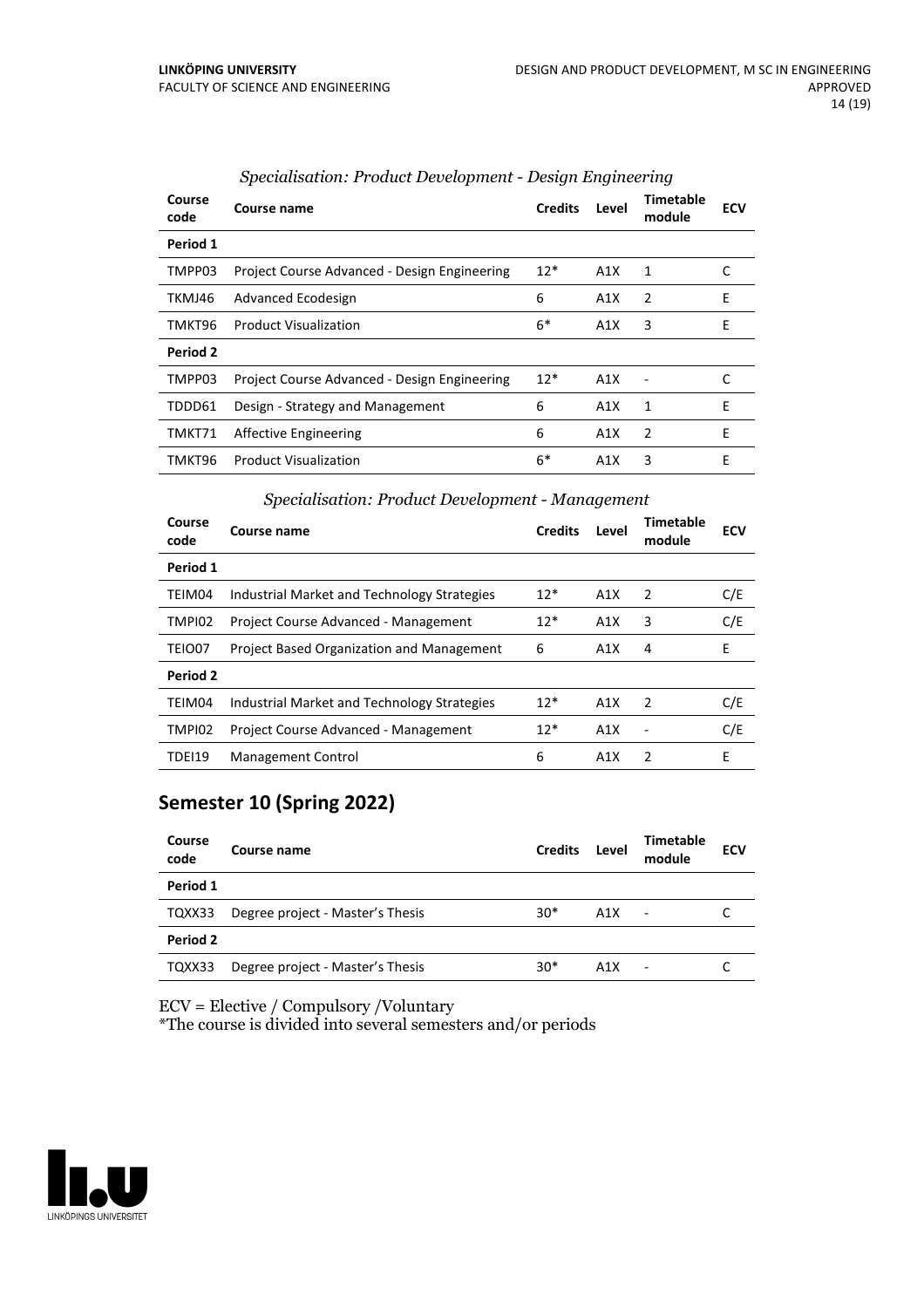*Specialisation: Product Development - Design Engineering*

| Course code | Course name | Credits | Level | Timetable module | ECV |
|---|---|---|---|---|---|
| **Period 1** | | | | | |
| TMPP03 | Project Course Advanced - Design Engineering | 12* | A1X | 1 | C |
| TKMJ46 | Advanced Ecodesign | 6 | A1X | 2 | E |
| TMKT96 | Product Visualization | 6* | A1X | 3 | E |
| **Period 2** | | | | | |
| TMPP03 | Project Course Advanced - Design Engineering | 12* | A1X | - | C |
| TDDD61 | Design - Strategy and Management | 6 | A1X | 1 | E |
| TMKT71 | Affective Engineering | 6 | A1X | 2 | E |
| TMKT96 | Product Visualization | 6* | A1X | 3 | E |

*Specialisation: Product Development - Management*

| Course code | Course name | Credits | Level | Timetable module | ECV |
|---|---|---|---|---|---|
| **Period 1** | | | | | |
| TEIM04 | Industrial Market and Technology Strategies | 12* | A1X | 2 | C/E |
| TMPI02 | Project Course Advanced - Management | 12* | A1X | 3 | C/E |
| TEIO07 | Project Based Organization and Management | 6 | A1X | 4 | E |
| **Period 2** | | | | | |
| TEIM04 | Industrial Market and Technology Strategies | 12* | A1X | 2 | C/E |
| TMPI02 | Project Course Advanced - Management | 12* | A1X | - | C/E |
| TDEI19 | Management Control | 6 | A1X | 2 | E |

## Semester 10 (Spring 2022)

| Course code | Course name | Credits | Level | Timetable module | ECV |
|---|---|---|---|---|---|
| **Period 1** | | | | | |
| TQXX33 | Degree project - Master's Thesis | 30* | A1X | - | C |
| **Period 2** | | | | | |
| TQXX33 | Degree project - Master's Thesis | 30* | A1X | - | C |

ECV = Elective / Compulsory /Voluntary

*The course is divided into several semesters and/or periods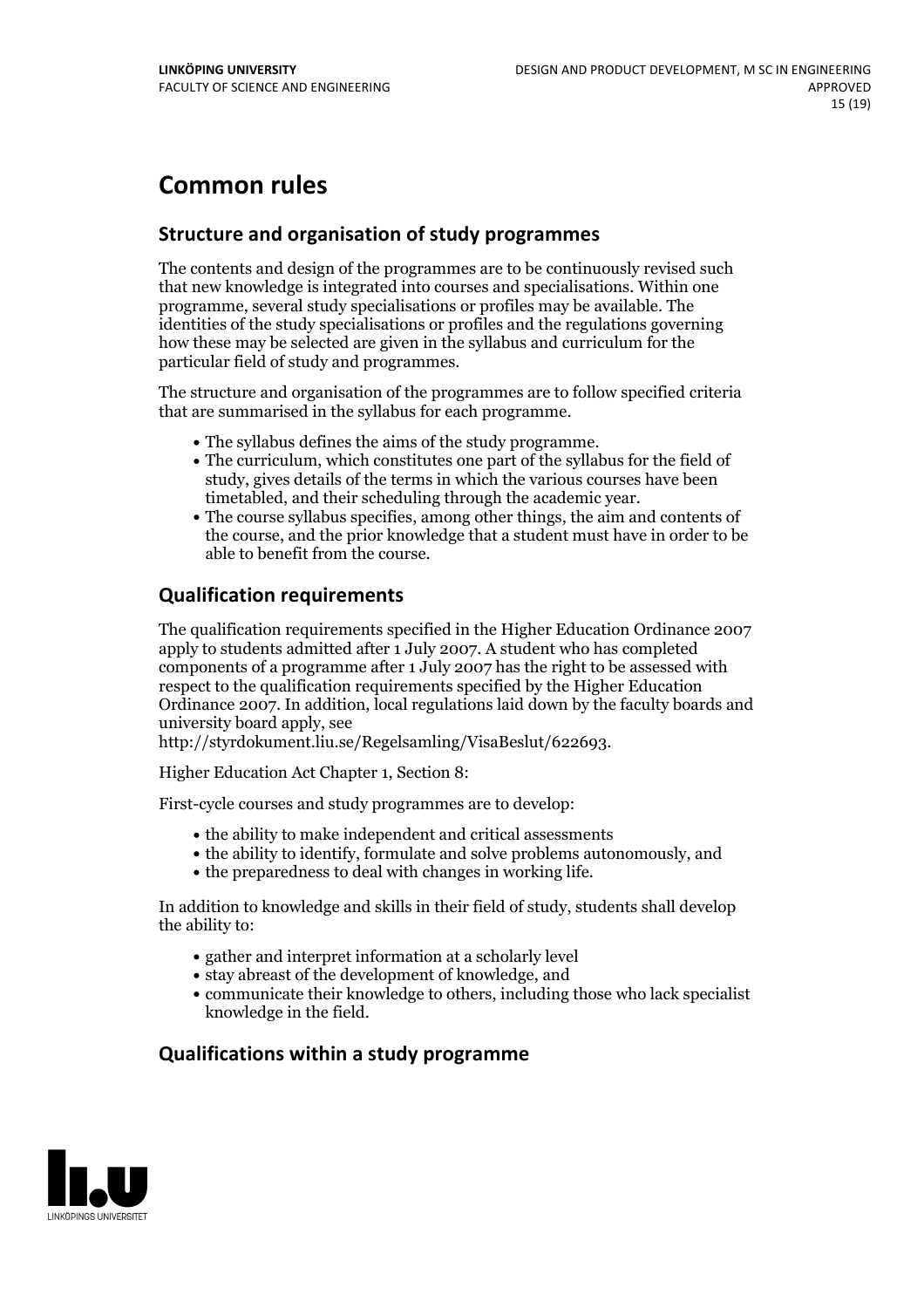# Common rules

## Structure and organisation of study programmes

The contents and design of the programmes are to be continuously revised such that new knowledge is integrated into courses and specialisations. Within one programme, several study specialisations or profiles may be available. The identities of the study specialisations or profiles and the regulations governing how these may be selected are given in the syllabus and curriculum for the particular field of study and programmes.

The structure and organisation of the programmes are to follow specified criteria that are summarised in the syllabus for each programme.

- The syllabus defines the aims of the study programme.
- The curriculum, which constitutes one part of the syllabus for the field of study, gives details of the terms in which the various courses have been timetabled, and their scheduling through the academic year.
- The course syllabus specifies, among other things, the aim and contents of the course, and the prior knowledge that a student must have in order to be able to benefit from the course.

## Qualification requirements

The qualification requirements specified in the Higher Education Ordinance 2007 apply to students admitted after 1 July 2007. A student who has completed components of a programme after 1 July 2007 has the right to be assessed with respect to the qualification requirements specified by the Higher Education Ordinance 2007. In addition, local regulations laid down by the faculty boards and university board apply, see http://styrdokument.liu.se/Regelsamling/VisaBeslut/622693.

Higher Education Act Chapter 1, Section 8:

First-cycle courses and study programmes are to develop:

- the ability to make independent and critical assessments
- the ability to identify, formulate and solve problems autonomously, and
- the preparedness to deal with changes in working life.

In addition to knowledge and skills in their field of study, students shall develop the ability to:

- gather and interpret information at a scholarly level
- stay abreast of the development of knowledge, and
- communicate their knowledge to others, including those who lack specialist knowledge in the field.

## Qualifications within a study programme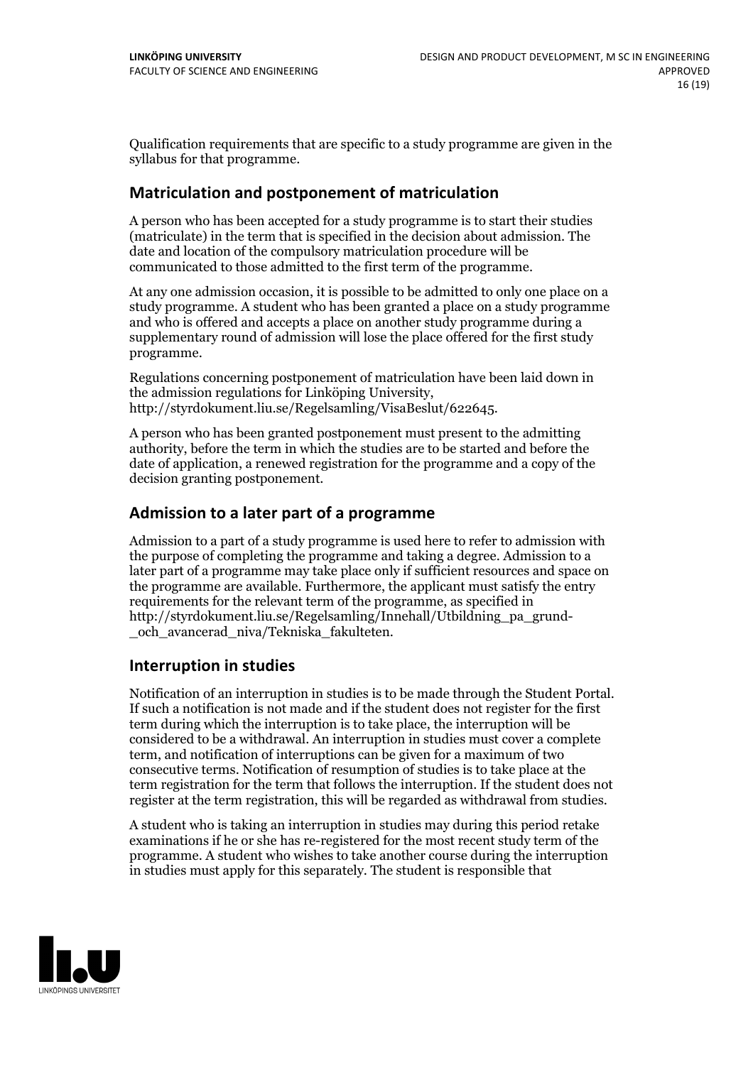Qualification requirements that are specific to a study programme are given in the syllabus for that programme.

## Matriculation and postponement of matriculation

A person who has been accepted for a study programme is to start their studies (matriculate) in the term that is specified in the decision about admission. The date and location of the compulsory matriculation procedure will be communicated to those admitted to the first term of the programme.

At any one admission occasion, it is possible to be admitted to only one place on a study programme. A student who has been granted a place on a study programme and who is offered and accepts a place on another study programme during a supplementary round of admission will lose the place offered for the first study programme.

Regulations concerning postponement of matriculation have been laid down in the admission regulations for Linköping University, http://styrdokument.liu.se/Regelsamling/VisaBeslut/622645.

A person who has been granted postponement must present to the admitting authority, before the term in which the studies are to be started and before the date of application, a renewed registration for the programme and a copy of the decision granting postponement.

## Admission to a later part of a programme

Admission to a part of a study programme is used here to refer to admission with the purpose of completing the programme and taking a degree. Admission to a later part of a programme may take place only if sufficient resources and space on the programme are available. Furthermore, the applicant must satisfy the entry requirements for the relevant term of the programme, as specified in http://styrdokument.liu.se/Regelsamling/Innehall/Utbildning_pa_grund-_och_avancerad_niva/Tekniska_fakulteten.

## Interruption in studies

Notification of an interruption in studies is to be made through the Student Portal. If such a notification is not made and if the student does not register for the first term during which the interruption is to take place, the interruption will be considered to be a withdrawal. An interruption in studies must cover a complete term, and notification of interruptions can be given for a maximum of two consecutive terms. Notification of resumption of studies is to take place at the term registration for the term that follows the interruption. If the student does not register at the term registration, this will be regarded as withdrawal from studies.

A student who is taking an interruption in studies may during this period retake examinations if he or she has re-registered for the most recent study term of the programme. A student who wishes to take another course during the interruption in studies must apply for this separately. The student is responsible that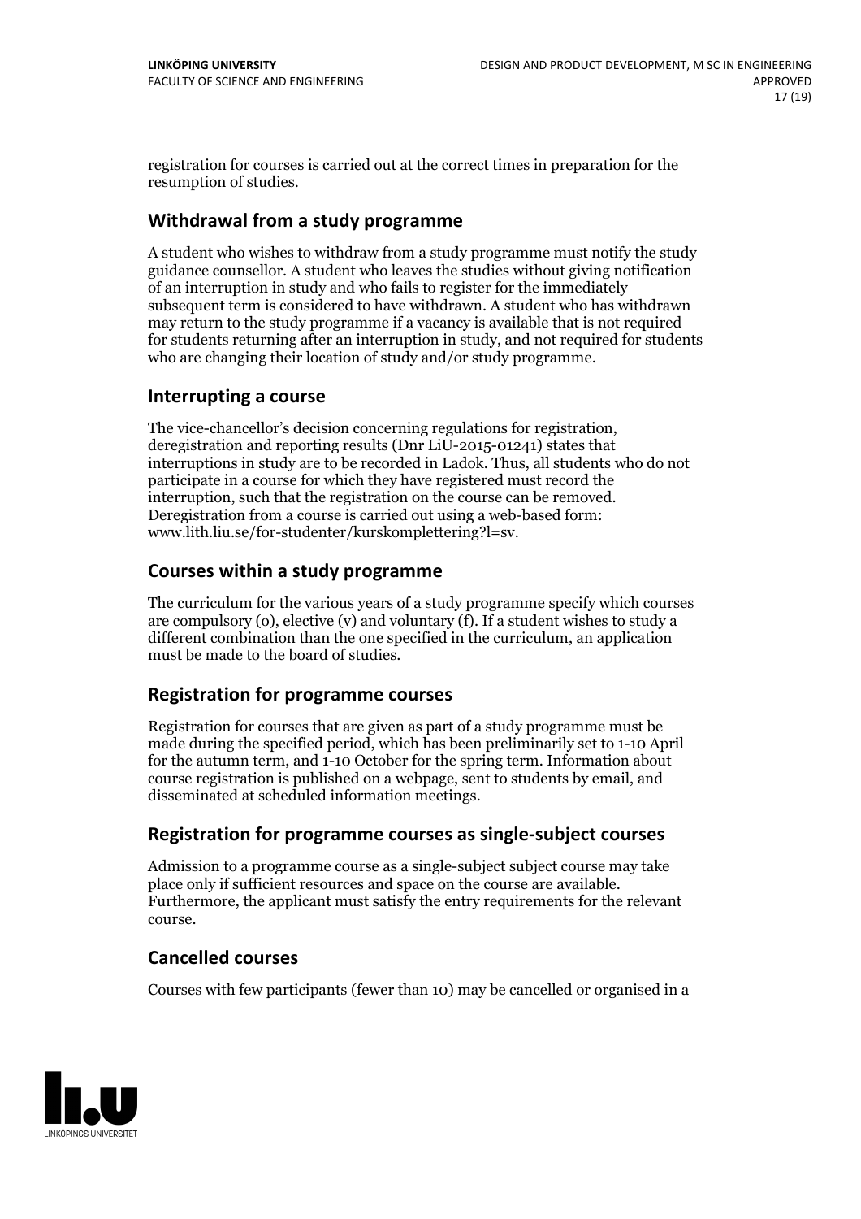registration for courses is carried out at the correct times in preparation for the resumption of studies.

## Withdrawal from a study programme

A student who wishes to withdraw from a study programme must notify the study guidance counsellor. A student who leaves the studies without giving notification of an interruption in study and who fails to register for the immediately subsequent term is considered to have withdrawn. A student who has withdrawn may return to the study programme if a vacancy is available that is not required for students returning after an interruption in study, and not required for students who are changing their location of study and/or study programme.

## Interrupting a course

The vice-chancellor's decision concerning regulations for registration, deregistration and reporting results (Dnr LiU-2015-01241) states that interruptions in study are to be recorded in Ladok. Thus, all students who do not participate in a course for which they have registered must record the interruption, such that the registration on the course can be removed. Deregistration from a course is carried out using a web-based form: www.lith.liu.se/for-studenter/kurskomplettering?l=sv.

## Courses within a study programme

The curriculum for the various years of a study programme specify which courses are compulsory (o), elective (v) and voluntary (f). If a student wishes to study a different combination than the one specified in the curriculum, an application must be made to the board of studies.

## Registration for programme courses

Registration for courses that are given as part of a study programme must be made during the specified period, which has been preliminarily set to 1-10 April for the autumn term, and 1-10 October for the spring term. Information about course registration is published on a webpage, sent to students by email, and disseminated at scheduled information meetings.

## Registration for programme courses as single-subject courses

Admission to a programme course as a single-subject subject course may take place only if sufficient resources and space on the course are available. Furthermore, the applicant must satisfy the entry requirements for the relevant course.

## Cancelled courses

Courses with few participants (fewer than 10) may be cancelled or organised in a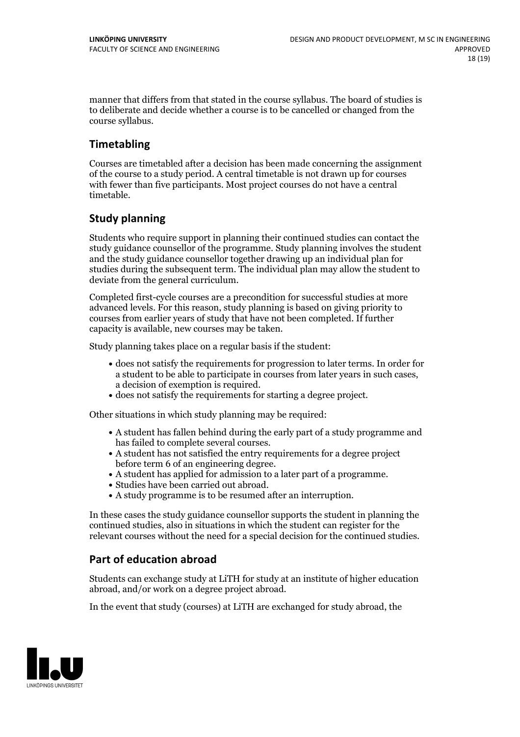manner that differs from that stated in the course syllabus. The board of studies is to deliberate and decide whether a course is to be cancelled or changed from the course syllabus.

## Timetabling

Courses are timetabled after a decision has been made concerning the assignment of the course to a study period. A central timetable is not drawn up for courses with fewer than five participants. Most project courses do not have a central timetable.

## Study planning

Students who require support in planning their continued studies can contact the study guidance counsellor of the programme. Study planning involves the student and the study guidance counsellor together drawing up an individual plan for studies during the subsequent term. The individual plan may allow the student to deviate from the general curriculum.

Completed first-cycle courses are a precondition for successful studies at more advanced levels. For this reason, study planning is based on giving priority to courses from earlier years of study that have not been completed. If further capacity is available, new courses may be taken.

Study planning takes place on a regular basis if the student:

- does not satisfy the requirements for progression to later terms. In order for a student to be able to participate in courses from later years in such cases, a decision of exemption is required.
- does not satisfy the requirements for starting a degree project.

Other situations in which study planning may be required:

- A student has fallen behind during the early part of a study programme and has failed to complete several courses.
- A student has not satisfied the entry requirements for a degree project before term 6 of an engineering degree.
- A student has applied for admission to a later part of a programme.
- Studies have been carried out abroad.
- A study programme is to be resumed after an interruption.

In these cases the study guidance counsellor supports the student in planning the continued studies, also in situations in which the student can register for the relevant courses without the need for a special decision for the continued studies.

## Part of education abroad

Students can exchange study at LiTH for study at an institute of higher education abroad, and/or work on a degree project abroad.

In the event that study (courses) at LiTH are exchanged for study abroad, the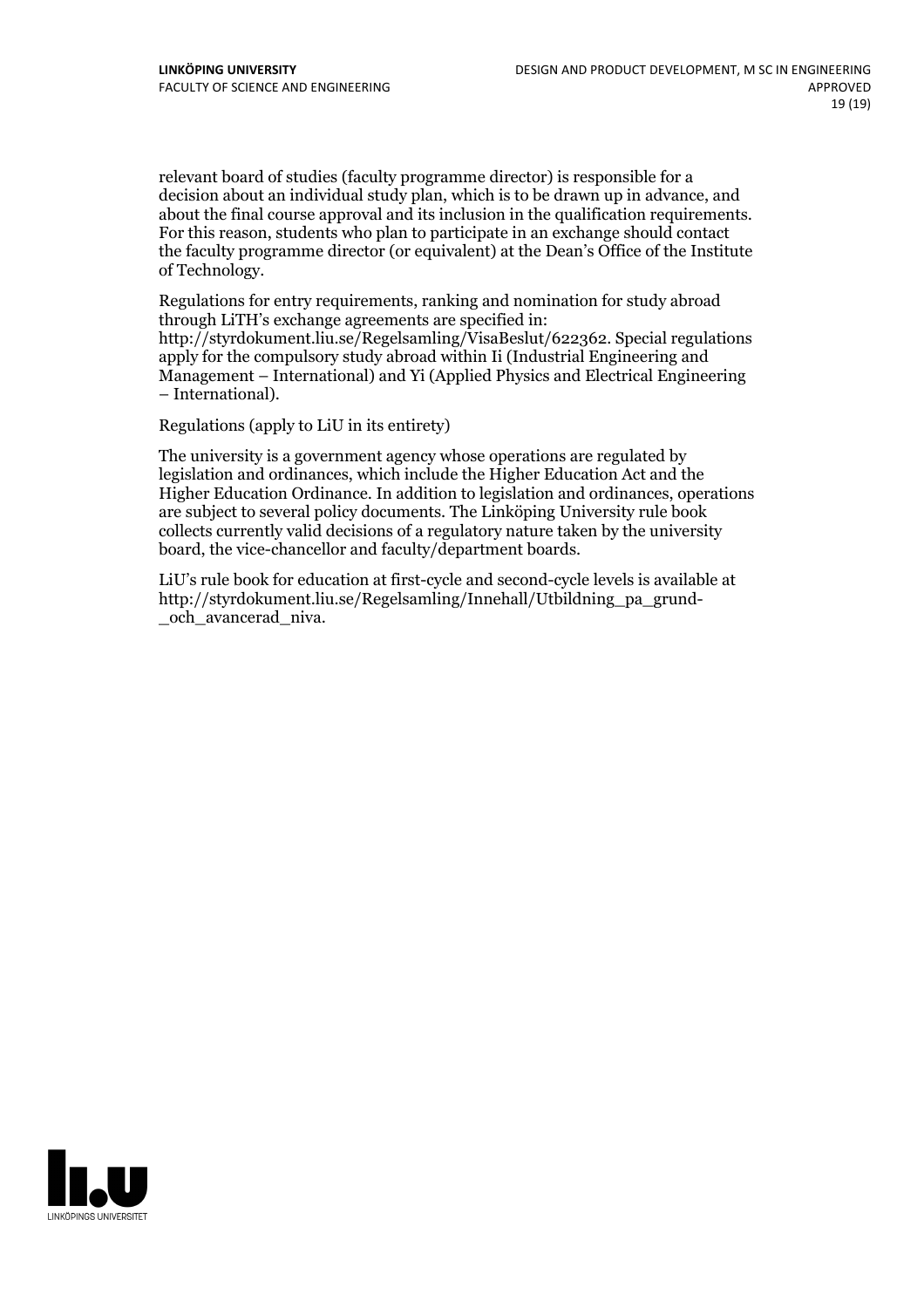relevant board of studies (faculty programme director) is responsible for a decision about an individual study plan, which is to be drawn up in advance, and about the final course approval and its inclusion in the qualification requirements. For this reason, students who plan to participate in an exchange should contact the faculty programme director (or equivalent) at the Dean's Office of the Institute of Technology.

Regulations for entry requirements, ranking and nomination for study abroad through LiTH's exchange agreements are specified in: http://styrdokument.liu.se/Regelsamling/VisaBeslut/622362. Special regulations apply for the compulsory study abroad within Ii (Industrial Engineering and Management – International) and Yi (Applied Physics and Electrical Engineering – International).

Regulations (apply to LiU in its entirety)

The university is a government agency whose operations are regulated by legislation and ordinances, which include the Higher Education Act and the Higher Education Ordinance. In addition to legislation and ordinances, operations are subject to several policy documents. The Linköping University rule book collects currently valid decisions of a regulatory nature taken by the university board, the vice-chancellor and faculty/department boards.

LiU's rule book for education at first-cycle and second-cycle levels is available at http://styrdokument.liu.se/Regelsamling/Innehall/Utbildning_pa_grund-_och_avancerad_niva.